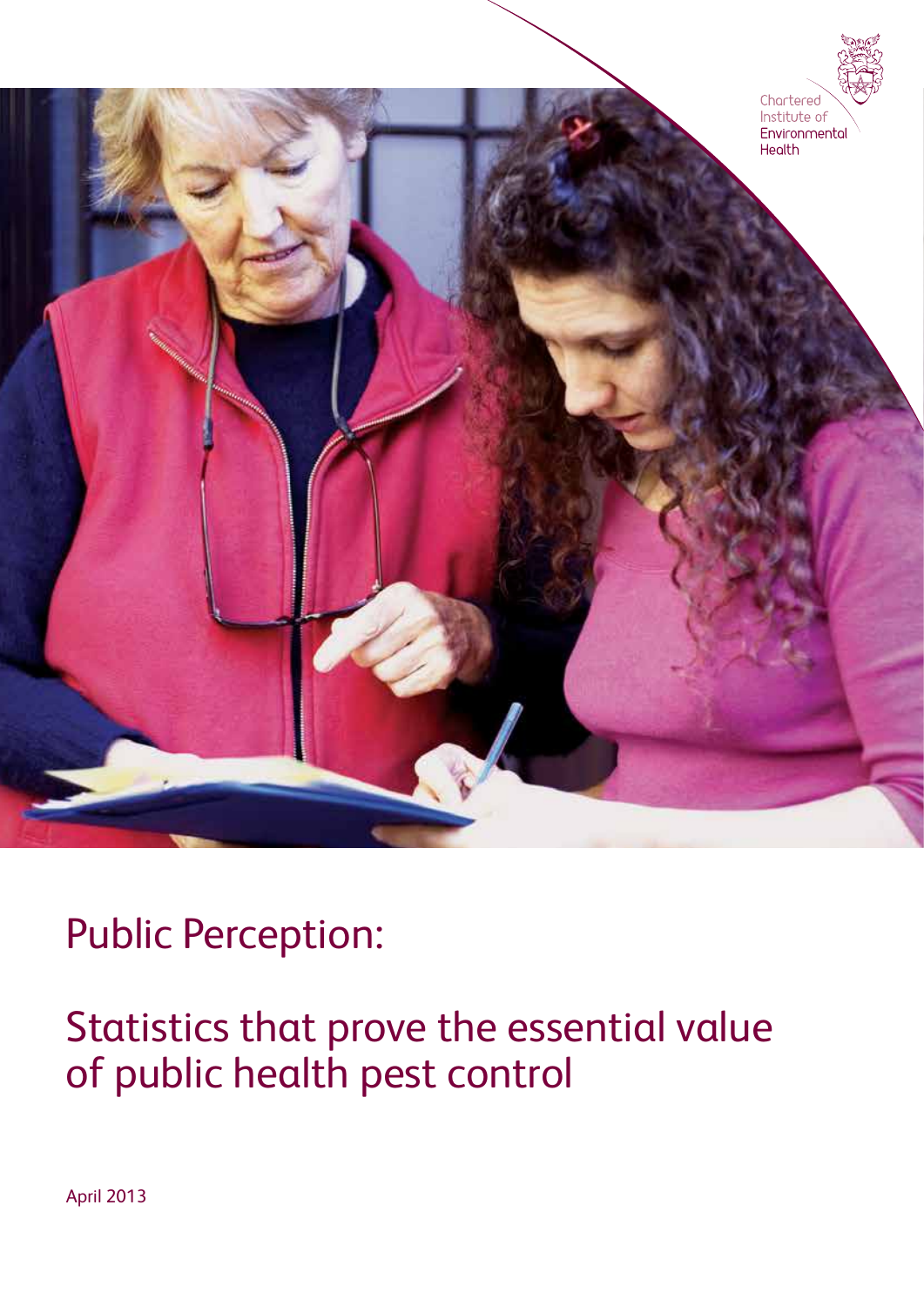Chartered Institute of Environmental Health

# Public Perception:

## Statistics that prove the essential value of public health pest control

April 2013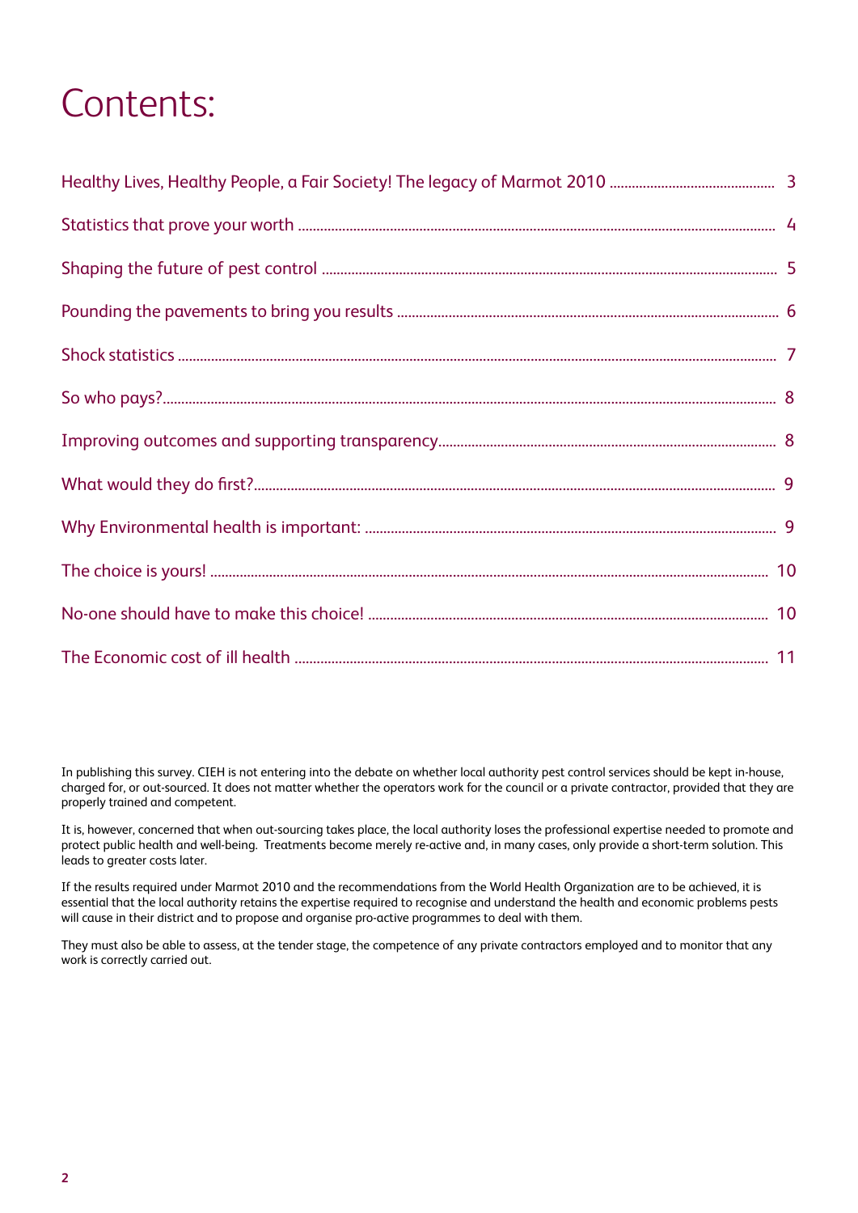# Contents:

| | |
|---|---|
| Healthy Lives, Healthy People, a Fair Society! The legacy of Marmot 2010 | 3 |
| Statistics that prove your worth | 4 |
| Shaping the future of pest control | 5 |
| Pounding the pavements to bring you results | 6 |
| Shock statistics | 7 |
| So who pays? | 8 |
| Improving outcomes and supporting transparency | 8 |
| What would they do first? | 9 |
| Why Environmental health is important: | 9 |
| The choice is yours! | 10 |
| No-one should have to make this choice! | 10 |
| The Economic cost of ill health | 11 |

In publishing this survey. CIEH is not entering into the debate on whether local authority pest control services should be kept in-house, charged for, or out-sourced. It does not matter whether the operators work for the council or a private contractor, provided that they are properly trained and competent.

It is, however, concerned that when out-sourcing takes place, the local authority loses the professional expertise needed to promote and protect public health and well-being. Treatments become merely re-active and, in many cases, only provide a short-term solution. This leads to greater costs later.

If the results required under Marmot 2010 and the recommendations from the World Health Organization are to be achieved, it is essential that the local authority retains the expertise required to recognise and understand the health and economic problems pests will cause in their district and to propose and organise pro-active programmes to deal with them.

They must also be able to assess, at the tender stage, the competence of any private contractors employed and to monitor that any work is correctly carried out.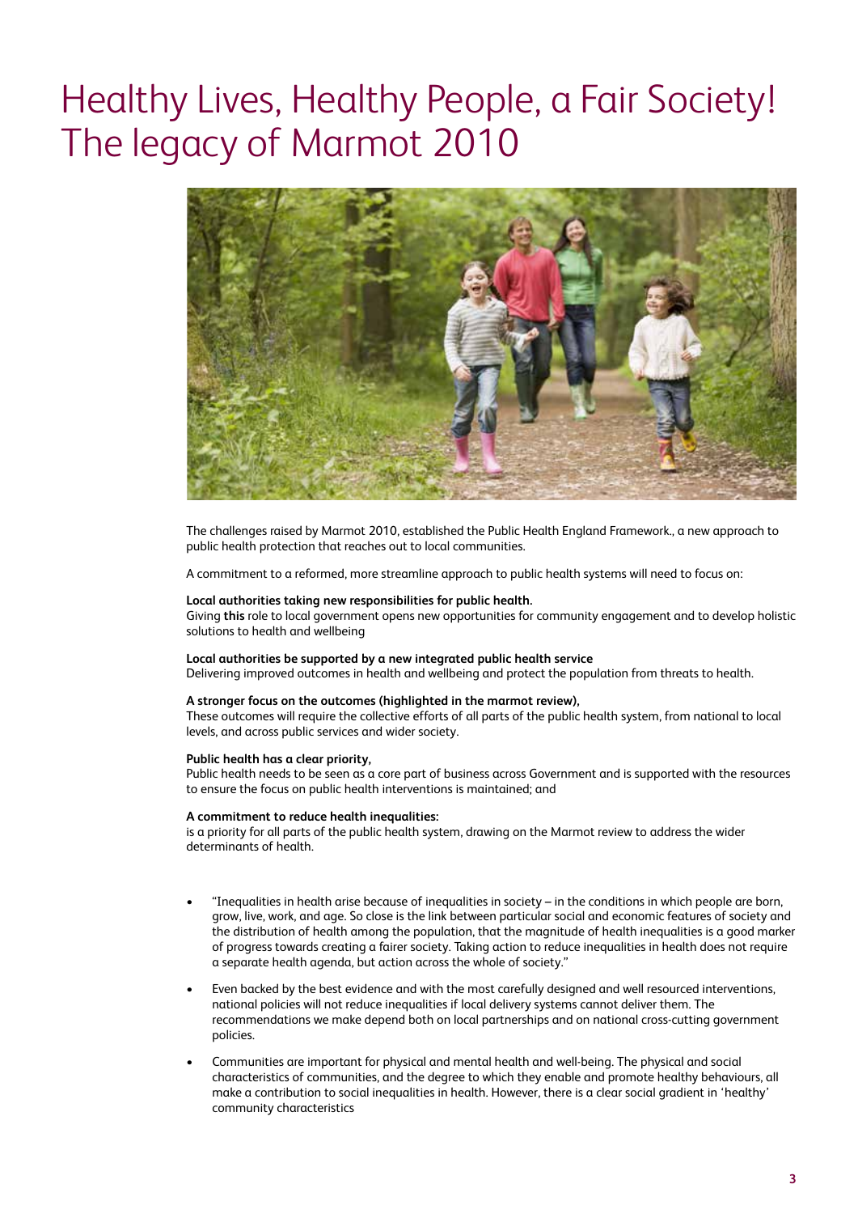# Healthy Lives, Healthy People, a Fair Society! The legacy of Marmot 2010

The challenges raised by Marmot 2010, established the Public Health England Framework., a new approach to public health protection that reaches out to local communities.

A commitment to a reformed, more streamline approach to public health systems will need to focus on:

**Local authorities taking new responsibilities for public health.**
Giving **this** role to local government opens new opportunities for community engagement and to develop holistic solutions to health and wellbeing

**Local authorities be supported by a new integrated public health service**
Delivering improved outcomes in health and wellbeing and protect the population from threats to health.

**A stronger focus on the outcomes (highlighted in the marmot review),**
These outcomes will require the collective efforts of all parts of the public health system, from national to local levels, and across public services and wider society.

**Public health has a clear priority,**
Public health needs to be seen as a core part of business across Government and is supported with the resources to ensure the focus on public health interventions is maintained; and

**A commitment to reduce health inequalities:**
is a priority for all parts of the public health system, drawing on the Marmot review to address the wider determinants of health.

- "Inequalities in health arise because of inequalities in society – in the conditions in which people are born, grow, live, work, and age. So close is the link between particular social and economic features of society and the distribution of health among the population, that the magnitude of health inequalities is a good marker of progress towards creating a fairer society. Taking action to reduce inequalities in health does not require a separate health agenda, but action across the whole of society."
- Even backed by the best evidence and with the most carefully designed and well resourced interventions, national policies will not reduce inequalities if local delivery systems cannot deliver them. The recommendations we make depend both on local partnerships and on national cross-cutting government policies.
- Communities are important for physical and mental health and well-being. The physical and social characteristics of communities, and the degree to which they enable and promote healthy behaviours, all make a contribution to social inequalities in health. However, there is a clear social gradient in 'healthy' community characteristics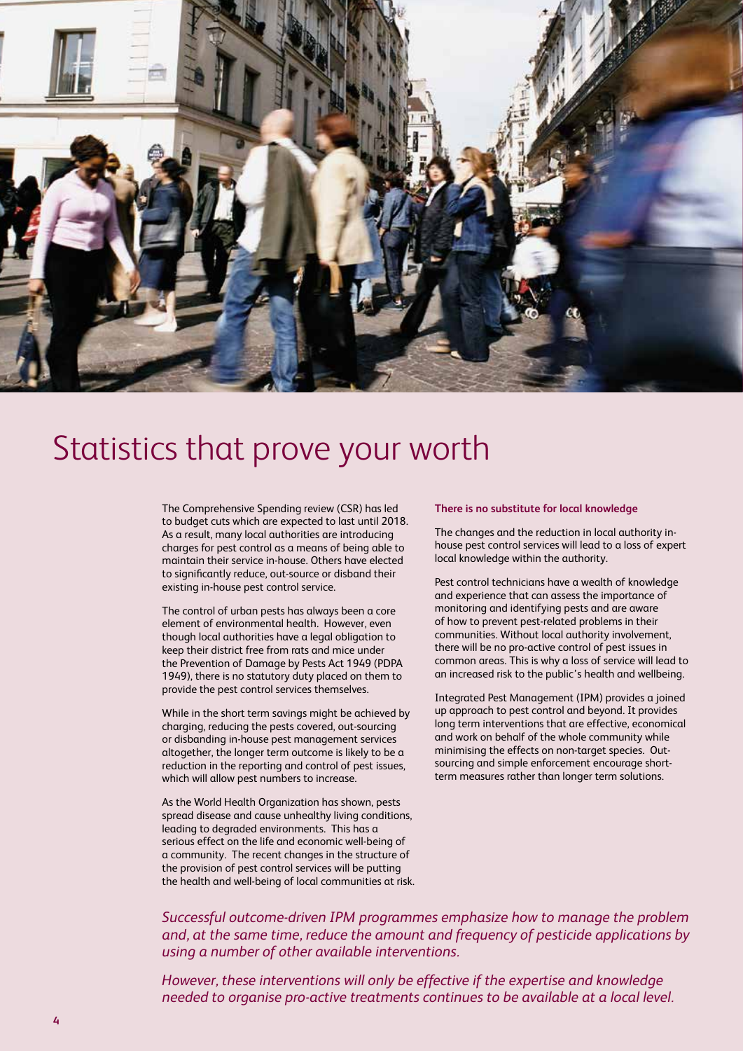# Statistics that prove your worth

The Comprehensive Spending review (CSR) has led to budget cuts which are expected to last until 2018. As a result, many local authorities are introducing charges for pest control as a means of being able to maintain their service in-house. Others have elected to significantly reduce, out-source or disband their existing in-house pest control service.

The control of urban pests has always been a core element of environmental health. However, even though local authorities have a legal obligation to keep their district free from rats and mice under the Prevention of Damage by Pests Act 1949 (PDPA 1949), there is no statutory duty placed on them to provide the pest control services themselves.

While in the short term savings might be achieved by charging, reducing the pests covered, out-sourcing or disbanding in-house pest management services altogether, the longer term outcome is likely to be a reduction in the reporting and control of pest issues, which will allow pest numbers to increase.

As the World Health Organization has shown, pests spread disease and cause unhealthy living conditions, leading to degraded environments. This has a serious effect on the life and economic well-being of a community. The recent changes in the structure of the provision of pest control services will be putting the health and well-being of local communities at risk.

**There is no substitute for local knowledge**

The changes and the reduction in local authority in-house pest control services will lead to a loss of expert local knowledge within the authority.

Pest control technicians have a wealth of knowledge and experience that can assess the importance of monitoring and identifying pests and are aware of how to prevent pest-related problems in their communities. Without local authority involvement, there will be no pro-active control of pest issues in common areas. This is why a loss of service will lead to an increased risk to the public's health and wellbeing.

Integrated Pest Management (IPM) provides a joined up approach to pest control and beyond. It provides long term interventions that are effective, economical and work on behalf of the whole community while minimising the effects on non-target species. Out-sourcing and simple enforcement encourage short-term measures rather than longer term solutions.

*Successful outcome-driven IPM programmes emphasize how to manage the problem and, at the same time, reduce the amount and frequency of pesticide applications by using a number of other available interventions.*

*However, these interventions will only be effective if the expertise and knowledge needed to organise pro-active treatments continues to be available at a local level.*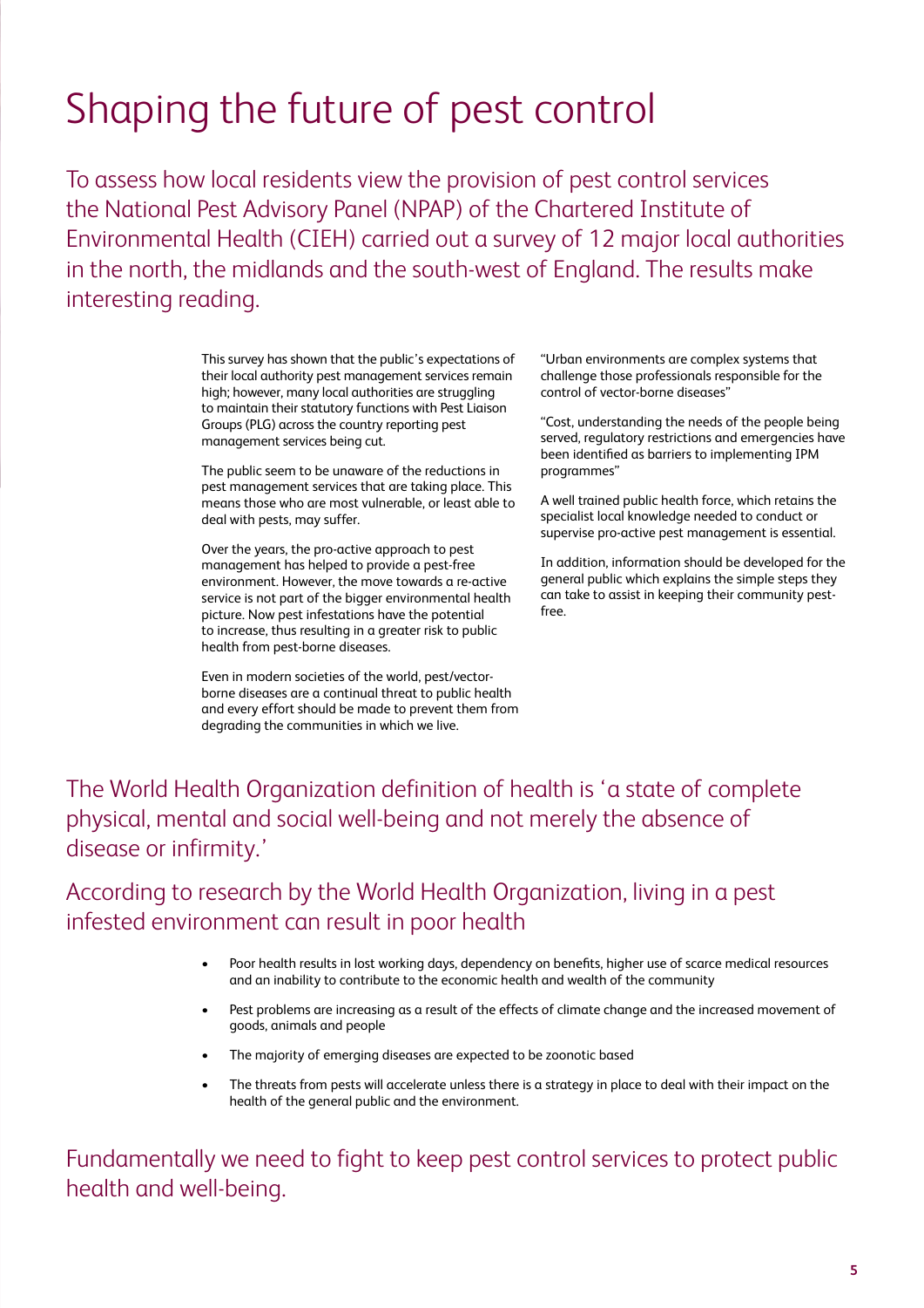# Shaping the future of pest control

To assess how local residents view the provision of pest control services the National Pest Advisory Panel (NPAP) of the Chartered Institute of Environmental Health (CIEH) carried out a survey of 12 major local authorities in the north, the midlands and the south-west of England. The results make interesting reading.

This survey has shown that the public's expectations of their local authority pest management services remain high; however, many local authorities are struggling to maintain their statutory functions with Pest Liaison Groups (PLG) across the country reporting pest management services being cut.

The public seem to be unaware of the reductions in pest management services that are taking place. This means those who are most vulnerable, or least able to deal with pests, may suffer.

Over the years, the pro-active approach to pest management has helped to provide a pest-free environment. However, the move towards a re-active service is not part of the bigger environmental health picture. Now pest infestations have the potential to increase, thus resulting in a greater risk to public health from pest-borne diseases.

Even in modern societies of the world, pest/vector-borne diseases are a continual threat to public health and every effort should be made to prevent them from degrading the communities in which we live.

"Urban environments are complex systems that challenge those professionals responsible for the control of vector-borne diseases"

"Cost, understanding the needs of the people being served, regulatory restrictions and emergencies have been identified as barriers to implementing IPM programmes"

A well trained public health force, which retains the specialist local knowledge needed to conduct or supervise pro-active pest management is essential.

In addition, information should be developed for the general public which explains the simple steps they can take to assist in keeping their community pest-free.

## The World Health Organization definition of health is 'a state of complete physical, mental and social well-being and not merely the absence of disease or infirmity.'

## According to research by the World Health Organization, living in a pest infested environment can result in poor health

- Poor health results in lost working days, dependency on benefits, higher use of scarce medical resources and an inability to contribute to the economic health and wealth of the community
- Pest problems are increasing as a result of the effects of climate change and the increased movement of goods, animals and people
- The majority of emerging diseases are expected to be zoonotic based
- The threats from pests will accelerate unless there is a strategy in place to deal with their impact on the health of the general public and the environment.

## Fundamentally we need to fight to keep pest control services to protect public health and well-being.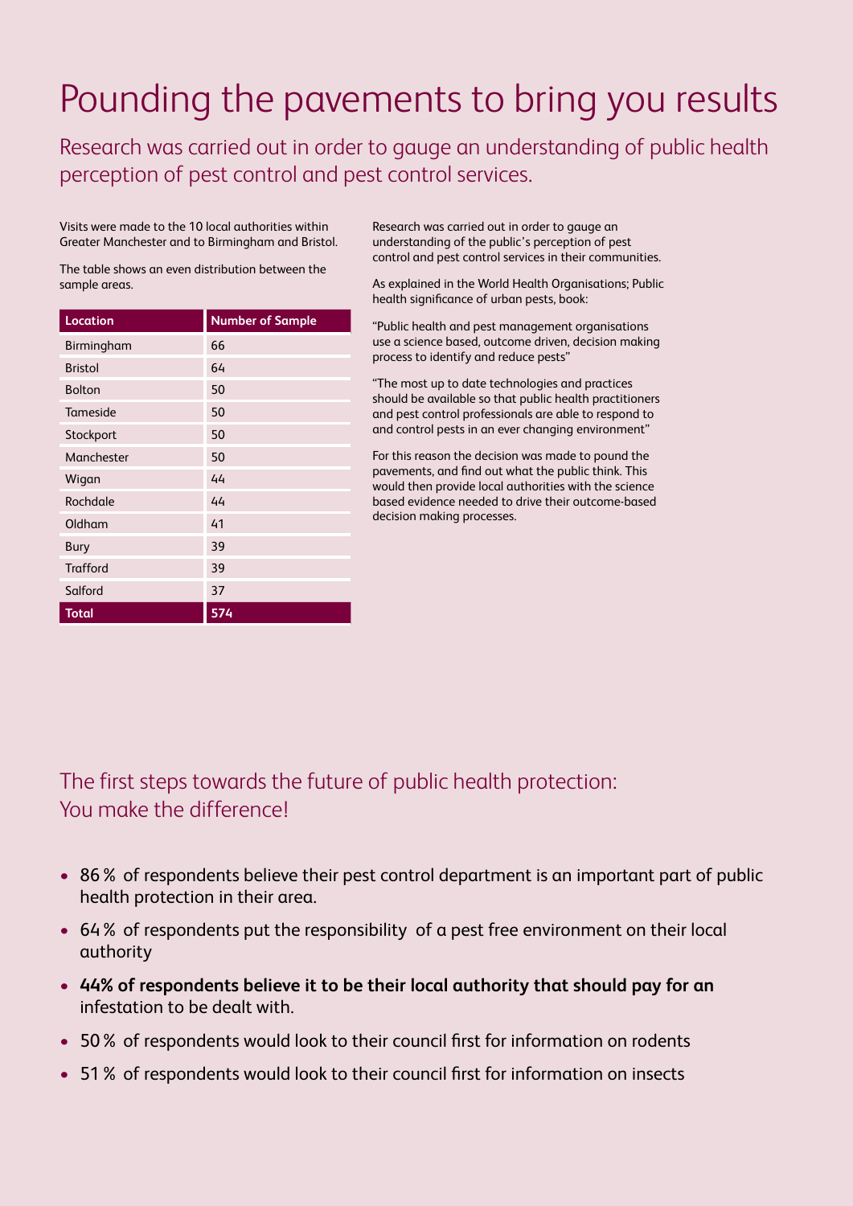# Pounding the pavements to bring you results

## Research was carried out in order to gauge an understanding of public health perception of pest control and pest control services.

Visits were made to the 10 local authorities within Greater Manchester and to Birmingham and Bristol.

The table shows an even distribution between the sample areas.

| Location | Number of Sample |
|---|---|
| Birmingham | 66 |
| Bristol | 64 |
| Bolton | 50 |
| Tameside | 50 |
| Stockport | 50 |
| Manchester | 50 |
| Wigan | 44 |
| Rochdale | 44 |
| Oldham | 41 |
| Bury | 39 |
| Trafford | 39 |
| Salford | 37 |
| **Total** | **574** |

Research was carried out in order to gauge an understanding of the public's perception of pest control and pest control services in their communities.

As explained in the World Health Organisations; Public health significance of urban pests, book:

"Public health and pest management organisations use a science based, outcome driven, decision making process to identify and reduce pests"

"The most up to date technologies and practices should be available so that public health practitioners and pest control professionals are able to respond to and control pests in an ever changing environment"

For this reason the decision was made to pound the pavements, and find out what the public think. This would then provide local authorities with the science based evidence needed to drive their outcome-based decision making processes.

## The first steps towards the future of public health protection: You make the difference!

- 86 % of respondents believe their pest control department is an important part of public health protection in their area.
- 64 % of respondents put the responsibility of a pest free environment on their local authority
- **44% of respondents believe it to be their local authority that should pay for an** infestation to be dealt with.
- 50 % of respondents would look to their council first for information on rodents
- 51 % of respondents would look to their council first for information on insects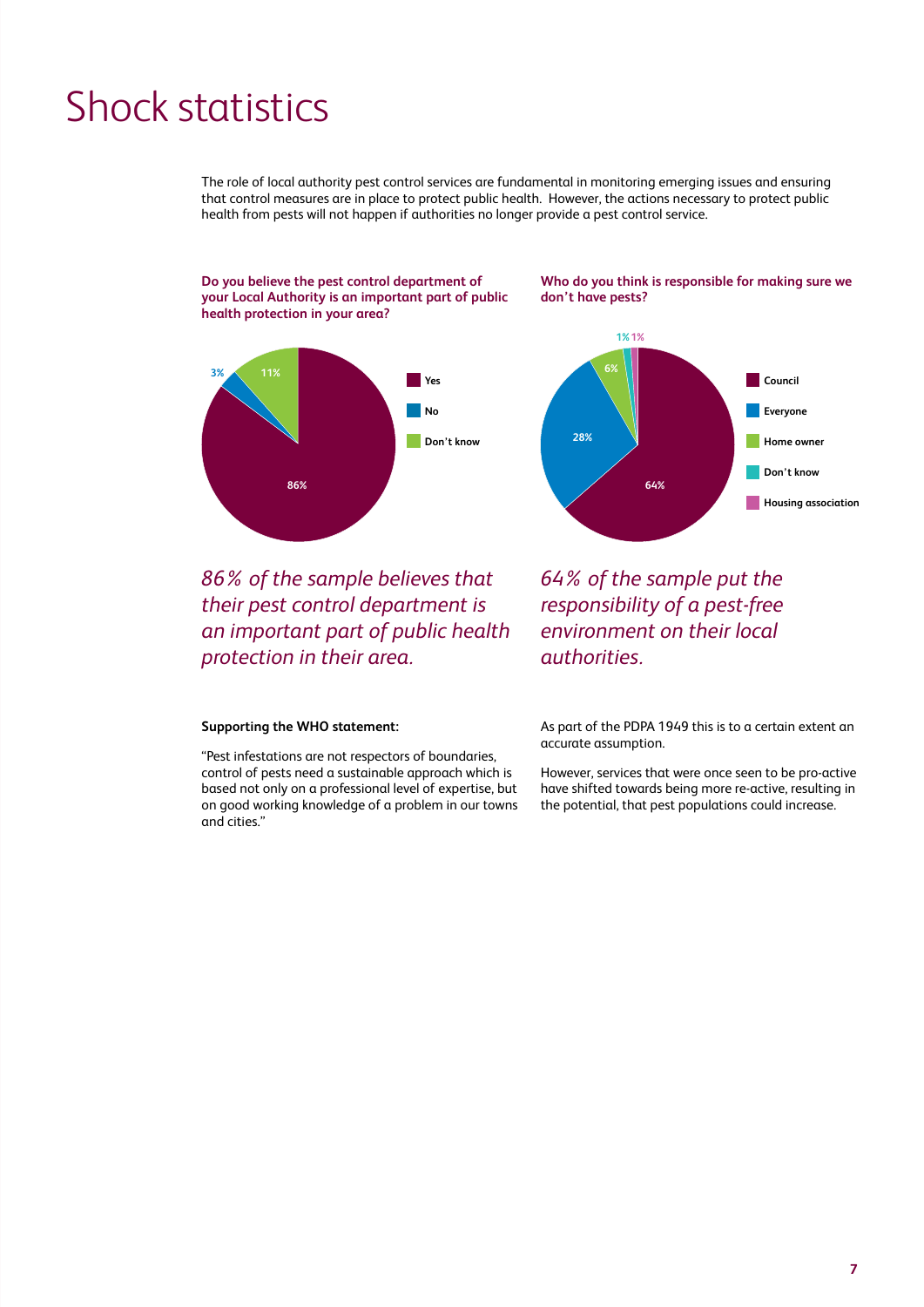# Shock statistics

The role of local authority pest control services are fundamental in monitoring emerging issues and ensuring that control measures are in place to protect public health. However, the actions necessary to protect public health from pests will not happen if authorities no longer provide a pest control service.

**Do you believe the pest control department of your Local Authority is an important part of public health protection in your area?**

| Response | % |
|---|---|
| Yes | 86% |
| No | 3% |
| Don't know | 11% |

*86% of the sample believes that their pest control department is an important part of public health protection in their area.*

**Who do you think is responsible for making sure we don't have pests?**

| Response | % |
|---|---|
| Council | 64% |
| Everyone | 28% |
| Home owner | 6% |
| Don't know | 1% |
| Housing association | 1% |

*64% of the sample put the responsibility of a pest-free environment on their local authorities.*

**Supporting the WHO statement:**

"Pest infestations are not respectors of boundaries, control of pests need a sustainable approach which is based not only on a professional level of expertise, but on good working knowledge of a problem in our towns and cities."

As part of the PDPA 1949 this is to a certain extent an accurate assumption.

However, services that were once seen to be pro-active have shifted towards being more re-active, resulting in the potential, that pest populations could increase.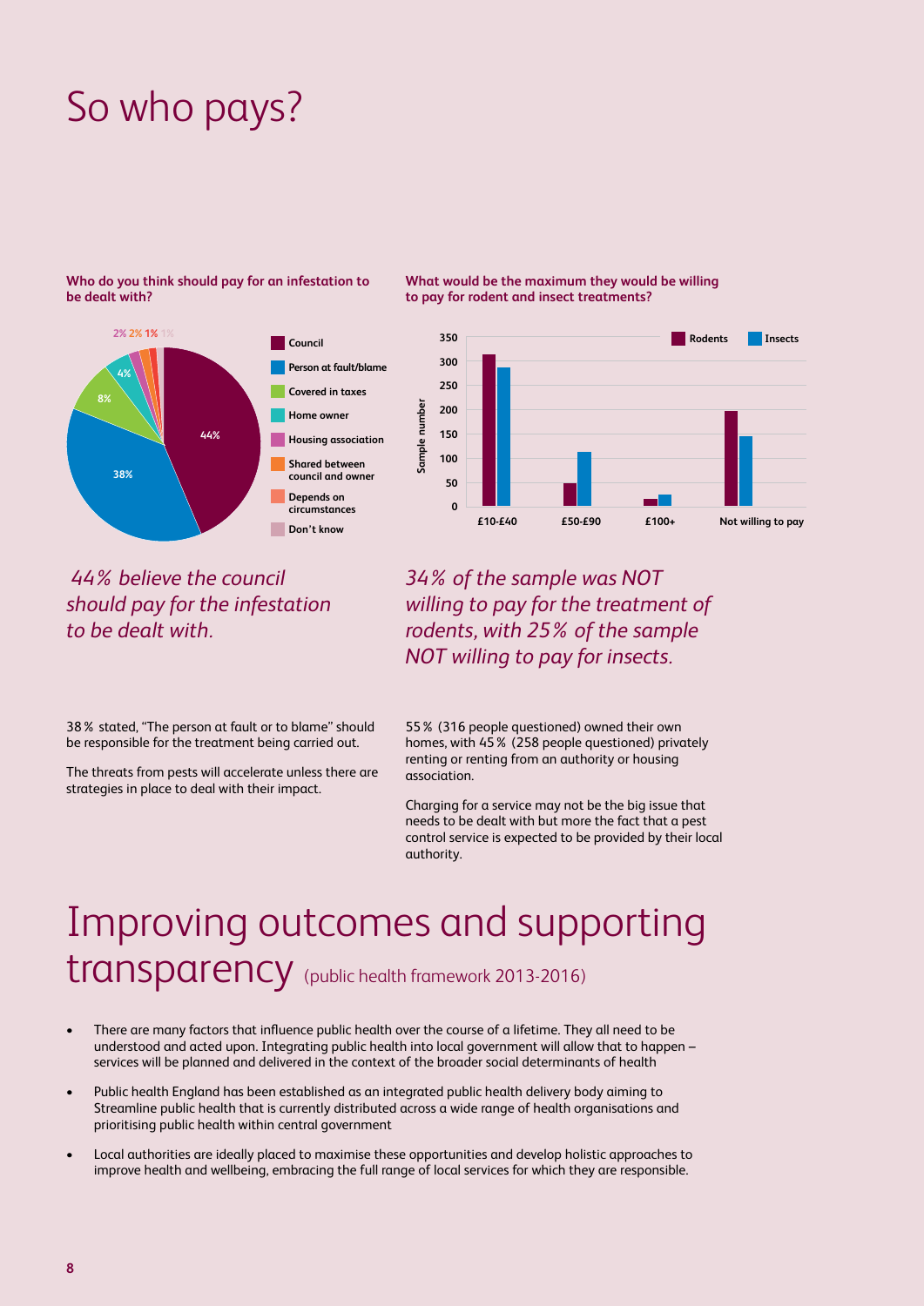# So who pays?

**Who do you think should pay for an infestation to be dealt with?**

- Council: 44%
- Person at fault/blame: 38%
- Covered in taxes: 8%
- Home owner: 4%
- Housing association: 2%
- Shared between council and owner: 2%
- Depends on circumstances: 1%
- Don't know: 1%

*44% believe the council should pay for the infestation to be dealt with.*

38% stated, "The person at fault or to blame" should be responsible for the treatment being carried out.

The threats from pests will accelerate unless there are strategies in place to deal with their impact.

**What would be the maximum they would be willing to pay for rodent and insect treatments?**

Legend: Rodents, Insects. Y-axis: Sample number (0–350). X-axis categories: £10-£40, £50-£90, £100+, Not willing to pay.

*34% of the sample was NOT willing to pay for the treatment of rodents, with 25% of the sample NOT willing to pay for insects.*

55% (316 people questioned) owned their own homes, with 45% (258 people questioned) privately renting or renting from an authority or housing association.

Charging for a service may not be the big issue that needs to be dealt with but more the fact that a pest control service is expected to be provided by their local authority.

# Improving outcomes and supporting transparency (public health framework 2013-2016)

- There are many factors that influence public health over the course of a lifetime. They all need to be understood and acted upon. Integrating public health into local government will allow that to happen – services will be planned and delivered in the context of the broader social determinants of health
- Public health England has been established as an integrated public health delivery body aiming to Streamline public health that is currently distributed across a wide range of health organisations and prioritising public health within central government
- Local authorities are ideally placed to maximise these opportunities and develop holistic approaches to improve health and wellbeing, embracing the full range of local services for which they are responsible.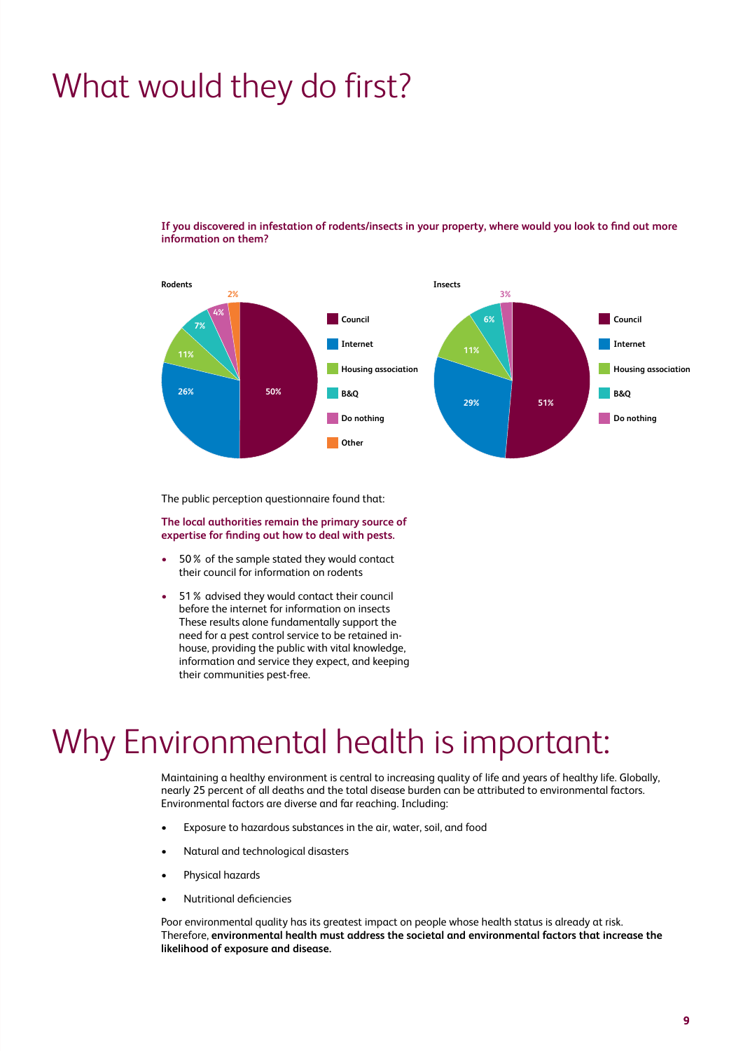# What would they do first?

**If you discovered in infestation of rodents/insects in your property, where would you look to find out more information on them?**

**Rodents**

| Source | % |
|---|---|
| Council | 50% |
| Internet | 26% |
| Housing association | 11% |
| B&Q | 7% |
| Do nothing | 4% |
| Other | 2% |

**Insects**

| Source | % |
|---|---|
| Council | 51% |
| Internet | 29% |
| Housing association | 11% |
| B&Q | 6% |
| Do nothing | 3% |

The public perception questionnaire found that:

**The local authorities remain the primary source of expertise for finding out how to deal with pests.**

- 50 % of the sample stated they would contact their council for information on rodents
- 51 % advised they would contact their council before the internet for information on insects These results alone fundamentally support the need for a pest control service to be retained in-house, providing the public with vital knowledge, information and service they expect, and keeping their communities pest-free.

# Why Environmental health is important:

Maintaining a healthy environment is central to increasing quality of life and years of healthy life. Globally, nearly 25 percent of all deaths and the total disease burden can be attributed to environmental factors. Environmental factors are diverse and far reaching. Including:

- Exposure to hazardous substances in the air, water, soil, and food
- Natural and technological disasters
- Physical hazards
- Nutritional deficiencies

Poor environmental quality has its greatest impact on people whose health status is already at risk. Therefore, **environmental health must address the societal and environmental factors that increase the likelihood of exposure and disease.**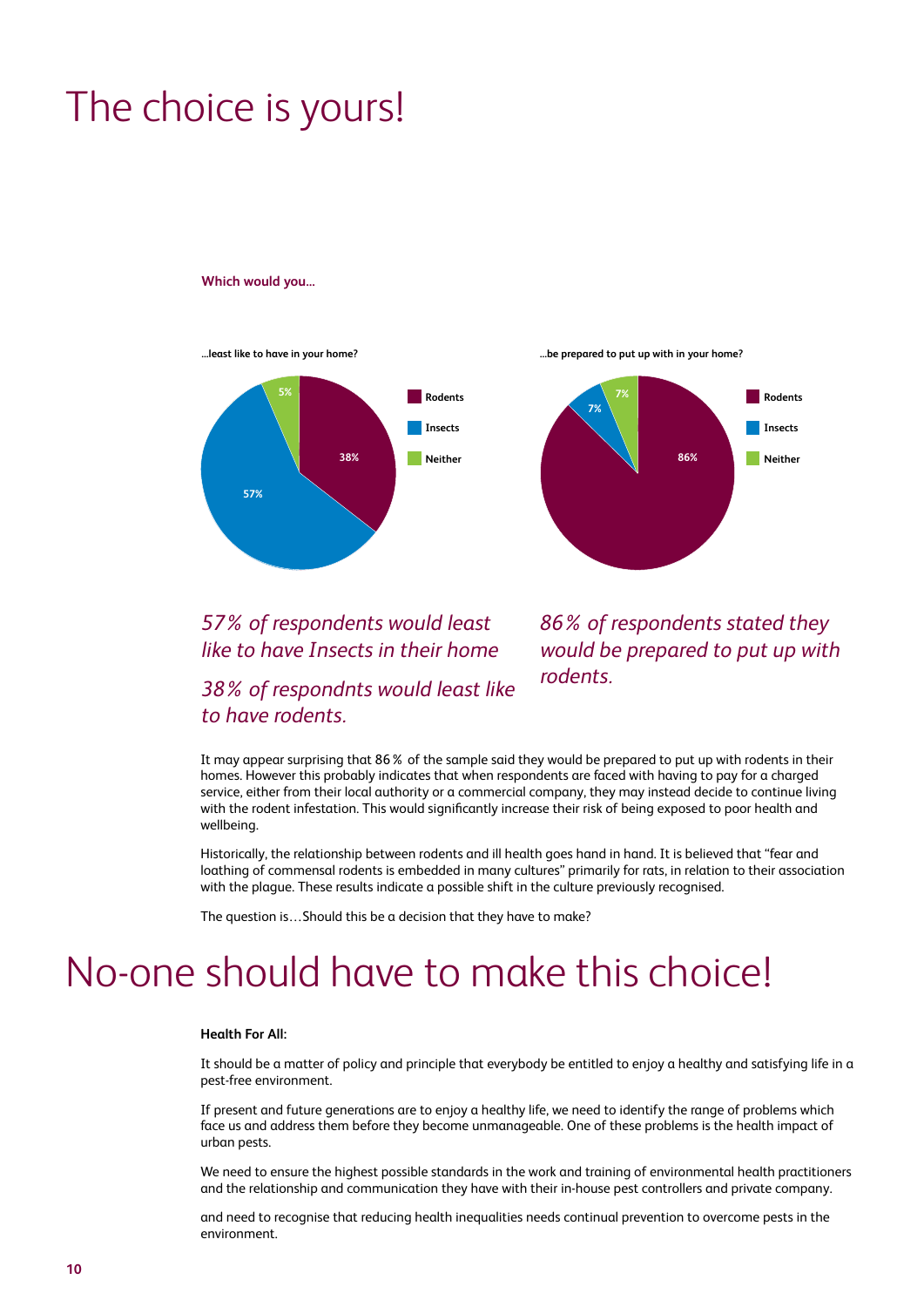# The choice is yours!

**Which would you...**

**...least like to have in your home?**

| | % |
|---|---|
| Rodents | 38% |
| Insects | 57% |
| Neither | 5% |

**...be prepared to put up with in your home?**

| | % |
|---|---|
| Rodents | 86% |
| Insects | 7% |
| Neither | 7% |

*57% of respondents would least like to have Insects in their home*

*38% of respondnts would least like to have rodents.*

*86% of respondents stated they would be prepared to put up with rodents.*

It may appear surprising that 86% of the sample said they would be prepared to put up with rodents in their homes. However this probably indicates that when respondents are faced with having to pay for a charged service, either from their local authority or a commercial company, they may instead decide to continue living with the rodent infestation. This would significantly increase their risk of being exposed to poor health and wellbeing.

Historically, the relationship between rodents and ill health goes hand in hand. It is believed that "fear and loathing of commensal rodents is embedded in many cultures" primarily for rats, in relation to their association with the plague. These results indicate a possible shift in the culture previously recognised.

The question is…Should this be a decision that they have to make?

# No-one should have to make this choice!

**Health For All:**

It should be a matter of policy and principle that everybody be entitled to enjoy a healthy and satisfying life in a pest-free environment.

If present and future generations are to enjoy a healthy life, we need to identify the range of problems which face us and address them before they become unmanageable. One of these problems is the health impact of urban pests.

We need to ensure the highest possible standards in the work and training of environmental health practitioners and the relationship and communication they have with their in-house pest controllers and private company.

and need to recognise that reducing health inequalities needs continual prevention to overcome pests in the environment.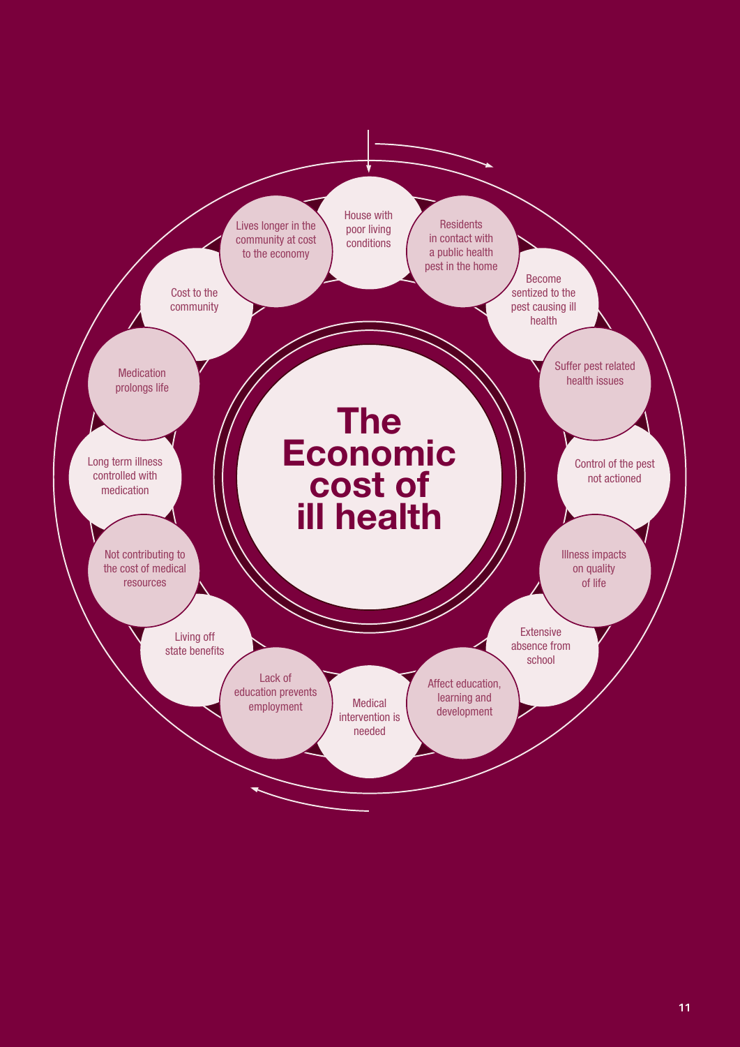# The Economic cost of ill health

1. House with poor living conditions
2. Residents in contact with a public health pest in the home
3. Become sentized to the pest causing ill health
4. Suffer pest related health issues
5. Control of the pest not actioned
6. Illness impacts on quality of life
7. Extensive absence from school
8. Affect education, learning and development
9. Medical intervention is needed
10. Lack of education prevents employment
11. Living off state benefits
12. Not contributing to the cost of medical resources
13. Long term illness controlled with medication
14. Medication prolongs life
15. Cost to the community
16. Lives longer in the community at cost to the economy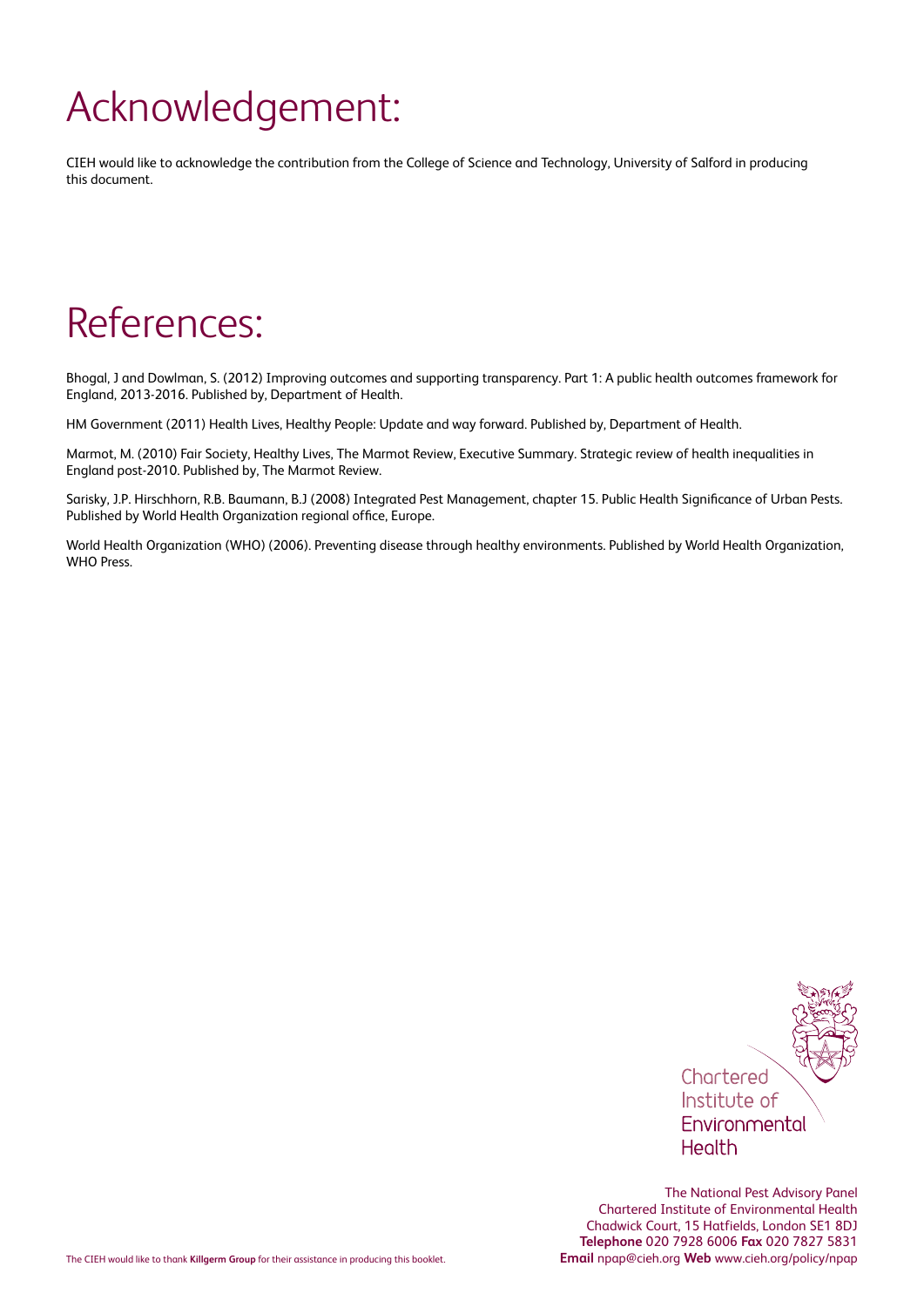# Acknowledgement:

CIEH would like to acknowledge the contribution from the College of Science and Technology, University of Salford in producing this document.

# References:

Bhogal, J and Dowlman, S. (2012) Improving outcomes and supporting transparency. Part 1: A public health outcomes framework for England, 2013-2016. Published by, Department of Health.

HM Government (2011) Health Lives, Healthy People: Update and way forward. Published by, Department of Health.

Marmot, M. (2010) Fair Society, Healthy Lives, The Marmot Review, Executive Summary. Strategic review of health inequalities in England post-2010. Published by, The Marmot Review.

Sarisky, J.P. Hirschhorn, R.B. Baumann, B.J (2008) Integrated Pest Management, chapter 15. Public Health Significance of Urban Pests. Published by World Health Organization regional office, Europe.

World Health Organization (WHO) (2006). Preventing disease through healthy environments. Published by World Health Organization, WHO Press.

Chartered Institute of Environmental Health

The National Pest Advisory Panel
Chartered Institute of Environmental Health
Chadwick Court, 15 Hatfields, London SE1 8DJ
**Telephone** 020 7928 6006 **Fax** 020 7827 5831
**Email** npap@cieh.org **Web** www.cieh.org/policy/npap

The CIEH would like to thank **Killgerm Group** for their assistance in producing this booklet.